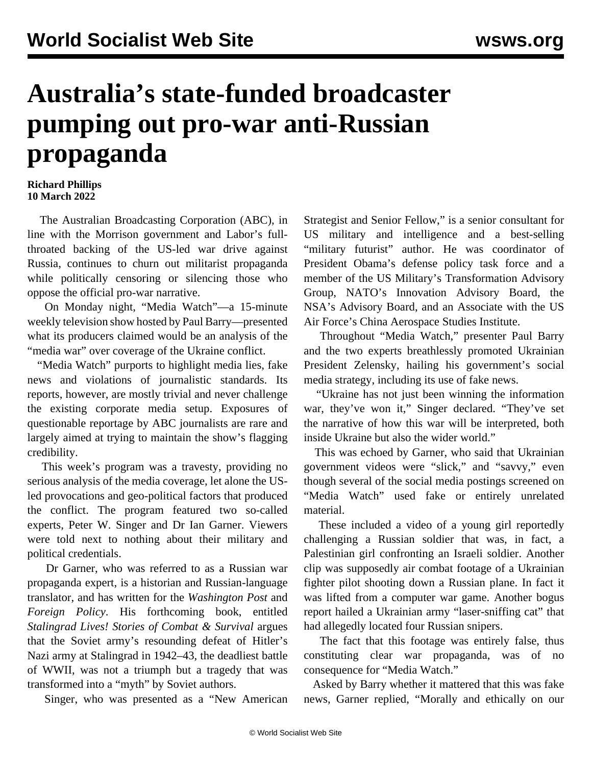# Australia's state-funded broadcaster pumping out pro-war anti-Russian propaganda

**Richard Phillips**
**10 March 2022**

The Australian Broadcasting Corporation (ABC), in line with the Morrison government and Labor's full-throated backing of the US-led war drive against Russia, continues to churn out militarist propaganda while politically censoring or silencing those who oppose the official pro-war narrative.

On Monday night, "Media Watch"—a 15-minute weekly television show hosted by Paul Barry—presented what its producers claimed would be an analysis of the "media war" over coverage of the Ukraine conflict.

"Media Watch" purports to highlight media lies, fake news and violations of journalistic standards. Its reports, however, are mostly trivial and never challenge the existing corporate media setup. Exposures of questionable reportage by ABC journalists are rare and largely aimed at trying to maintain the show's flagging credibility.

This week's program was a travesty, providing no serious analysis of the media coverage, let alone the US-led provocations and geo-political factors that produced the conflict. The program featured two so-called experts, Peter W. Singer and Dr Ian Garner. Viewers were told next to nothing about their military and political credentials.

Dr Garner, who was referred to as a Russian war propaganda expert, is a historian and Russian-language translator, and has written for the *Washington Post* and *Foreign Policy*. His forthcoming book, entitled *Stalingrad Lives! Stories of Combat & Survival* argues that the Soviet army's resounding defeat of Hitler's Nazi army at Stalingrad in 1942–43, the deadliest battle of WWII, was not a triumph but a tragedy that was transformed into a "myth" by Soviet authors.

Singer, who was presented as a "New American Strategist and Senior Fellow," is a senior consultant for US military and intelligence and a best-selling "military futurist" author. He was coordinator of President Obama's defense policy task force and a member of the US Military's Transformation Advisory Group, NATO's Innovation Advisory Board, the NSA's Advisory Board, and an Associate with the US Air Force's China Aerospace Studies Institute.

Throughout "Media Watch," presenter Paul Barry and the two experts breathlessly promoted Ukrainian President Zelensky, hailing his government's social media strategy, including its use of fake news.

"Ukraine has not just been winning the information war, they've won it," Singer declared. "They've set the narrative of how this war will be interpreted, both inside Ukraine but also the wider world."

This was echoed by Garner, who said that Ukrainian government videos were "slick," and "savvy," even though several of the social media postings screened on "Media Watch" used fake or entirely unrelated material.

These included a video of a young girl reportedly challenging a Russian soldier that was, in fact, a Palestinian girl confronting an Israeli soldier. Another clip was supposedly air combat footage of a Ukrainian fighter pilot shooting down a Russian plane. In fact it was lifted from a computer war game. Another bogus report hailed a Ukrainian army "laser-sniffing cat" that had allegedly located four Russian snipers.

The fact that this footage was entirely false, thus constituting clear war propaganda, was of no consequence for "Media Watch."

Asked by Barry whether it mattered that this was fake news, Garner replied, "Morally and ethically on our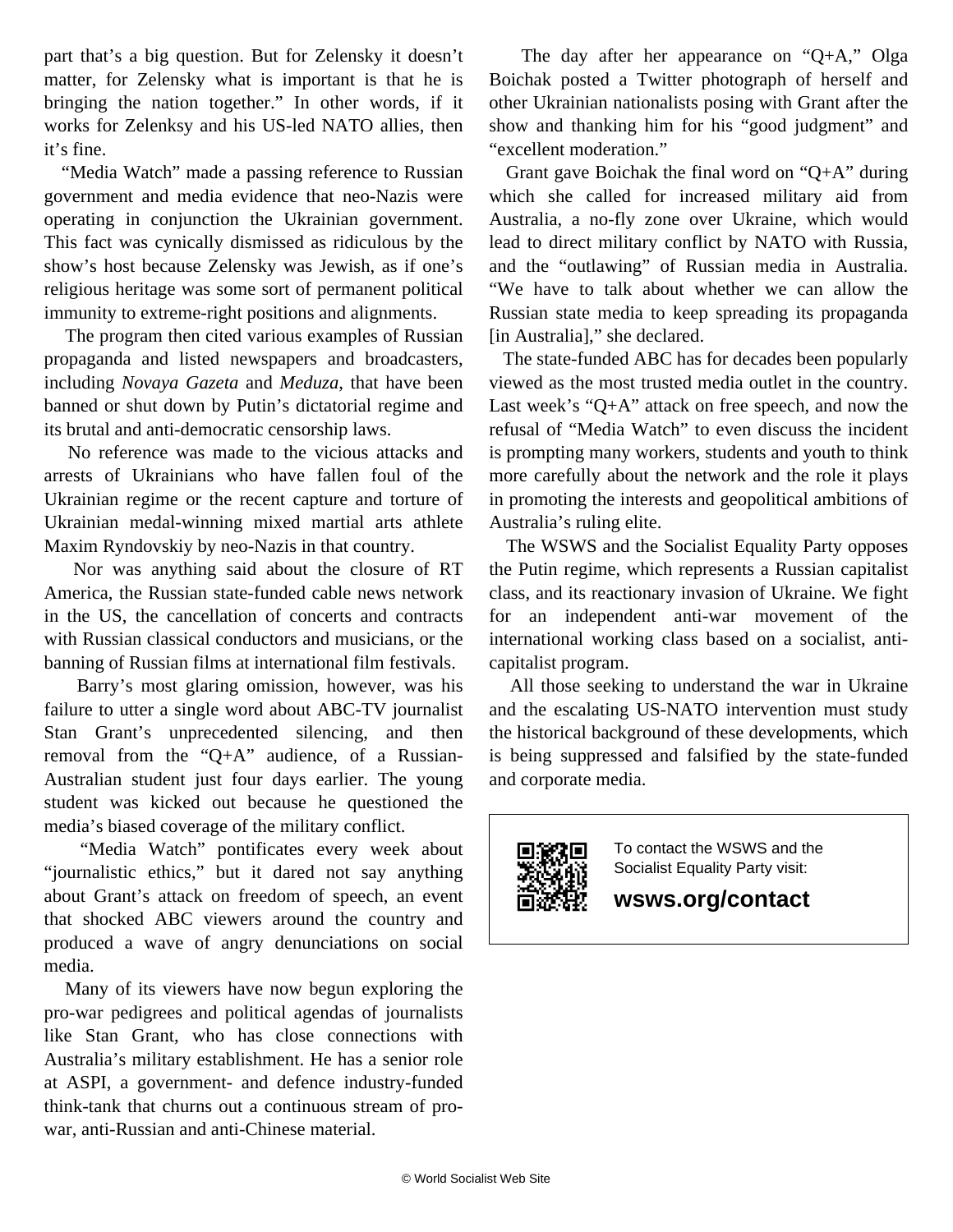part that's a big question. But for Zelensky it doesn't matter, for Zelensky what is important is that he is bringing the nation together." In other words, if it works for Zelenksy and his US-led NATO allies, then it's fine.

"Media Watch" made a passing reference to Russian government and media evidence that neo-Nazis were operating in conjunction the Ukrainian government. This fact was cynically dismissed as ridiculous by the show's host because Zelensky was Jewish, as if one's religious heritage was some sort of permanent political immunity to extreme-right positions and alignments.

The program then cited various examples of Russian propaganda and listed newspapers and broadcasters, including *Novaya Gazeta* and *Meduza*, that have been banned or shut down by Putin's dictatorial regime and its brutal and anti-democratic censorship laws.

No reference was made to the vicious attacks and arrests of Ukrainians who have fallen foul of the Ukrainian regime or the recent capture and torture of Ukrainian medal-winning mixed martial arts athlete Maxim Ryndovskiy by neo-Nazis in that country.

Nor was anything said about the closure of RT America, the Russian state-funded cable news network in the US, the cancellation of concerts and contracts with Russian classical conductors and musicians, or the banning of Russian films at international film festivals.

Barry's most glaring omission, however, was his failure to utter a single word about ABC-TV journalist Stan Grant's unprecedented silencing, and then removal from the "Q+A" audience, of a Russian-Australian student just four days earlier. The young student was kicked out because he questioned the media's biased coverage of the military conflict.

"Media Watch" pontificates every week about "journalistic ethics," but it dared not say anything about Grant's attack on freedom of speech, an event that shocked ABC viewers around the country and produced a wave of angry denunciations on social media.

Many of its viewers have now begun exploring the pro-war pedigrees and political agendas of journalists like Stan Grant, who has close connections with Australia's military establishment. He has a senior role at ASPI, a government- and defence industry-funded think-tank that churns out a continuous stream of pro-war, anti-Russian and anti-Chinese material.

The day after her appearance on "Q+A," Olga Boichak posted a Twitter photograph of herself and other Ukrainian nationalists posing with Grant after the show and thanking him for his "good judgment" and "excellent moderation."

Grant gave Boichak the final word on "Q+A" during which she called for increased military aid from Australia, a no-fly zone over Ukraine, which would lead to direct military conflict by NATO with Russia, and the "outlawing" of Russian media in Australia. "We have to talk about whether we can allow the Russian state media to keep spreading its propaganda [in Australia]," she declared.

The state-funded ABC has for decades been popularly viewed as the most trusted media outlet in the country. Last week's "Q+A" attack on free speech, and now the refusal of "Media Watch" to even discuss the incident is prompting many workers, students and youth to think more carefully about the network and the role it plays in promoting the interests and geopolitical ambitions of Australia's ruling elite.

The WSWS and the Socialist Equality Party opposes the Putin regime, which represents a Russian capitalist class, and its reactionary invasion of Ukraine. We fight for an independent anti-war movement of the international working class based on a socialist, anti-capitalist program.

All those seeking to understand the war in Ukraine and the escalating US-NATO intervention must study the historical background of these developments, which is being suppressed and falsified by the state-funded and corporate media.

To contact the WSWS and the Socialist Equality Party visit:

**wsws.org/contact**